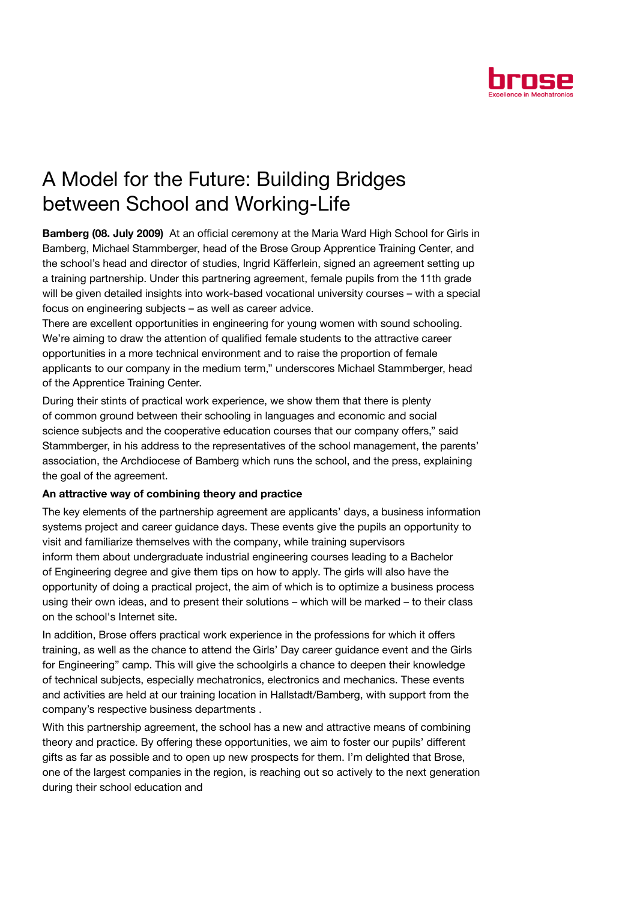# A Model for the Future: Building Bridges between School and Working-Life

**Bamberg (08. July 2009)** At an official ceremony at the Maria Ward High School for Girls in Bamberg, Michael Stammberger, head of the Brose Group Apprentice Training Center, and the school's head and director of studies, Ingrid Käfferlein, signed an agreement setting up a training partnership. Under this partnering agreement, female pupils from the 11th grade will be given detailed insights into work-based vocational university courses – with a special focus on engineering subjects – as well as career advice.

There are excellent opportunities in engineering for young women with sound schooling. We're aiming to draw the attention of qualified female students to the attractive career opportunities in a more technical environment and to raise the proportion of female applicants to our company in the medium term," underscores Michael Stammberger, head of the Apprentice Training Center.

During their stints of practical work experience, we show them that there is plenty of common ground between their schooling in languages and economic and social science subjects and the cooperative education courses that our company offers," said Stammberger, in his address to the representatives of the school management, the parents' association, the Archdiocese of Bamberg which runs the school, and the press, explaining the goal of the agreement.

### An attractive way of combining theory and practice

The key elements of the partnership agreement are applicants' days, a business information systems project and career guidance days. These events give the pupils an opportunity to visit and familiarize themselves with the company, while training supervisors inform them about undergraduate industrial engineering courses leading to a Bachelor of Engineering degree and give them tips on how to apply. The girls will also have the opportunity of doing a practical project, the aim of which is to optimize a business process using their own ideas, and to present their solutions – which will be marked – to their class on the school's Internet site.

In addition, Brose offers practical work experience in the professions for which it offers training, as well as the chance to attend the Girls' Day career guidance event and the Girls for Engineering" camp. This will give the schoolgirls a chance to deepen their knowledge of technical subjects, especially mechatronics, electronics and mechanics. These events and activities are held at our training location in Hallstadt/Bamberg, with support from the company's respective business departments .

With this partnership agreement, the school has a new and attractive means of combining theory and practice. By offering these opportunities, we aim to foster our pupils' different gifts as far as possible and to open up new prospects for them. I'm delighted that Brose, one of the largest companies in the region, is reaching out so actively to the next generation during their school education and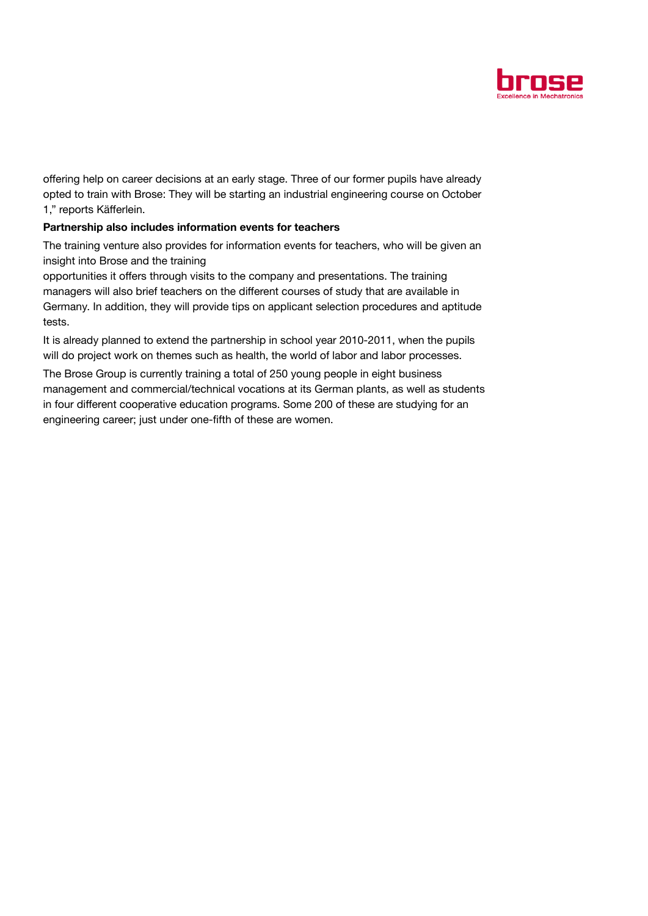offering help on career decisions at an early stage. Three of our former pupils have already opted to train with Brose: They will be starting an industrial engineering course on October 1," reports Käfferlein.

**Partnership also includes information events for teachers**

The training venture also provides for information events for teachers, who will be given an insight into Brose and the training opportunities it offers through visits to the company and presentations. The training managers will also brief teachers on the different courses of study that are available in Germany. In addition, they will provide tips on applicant selection procedures and aptitude tests.

It is already planned to extend the partnership in school year 2010-2011, when the pupils will do project work on themes such as health, the world of labor and labor processes.

The Brose Group is currently training a total of 250 young people in eight business management and commercial/technical vocations at its German plants, as well as students in four different cooperative education programs. Some 200 of these are studying for an engineering career; just under one-fifth of these are women.